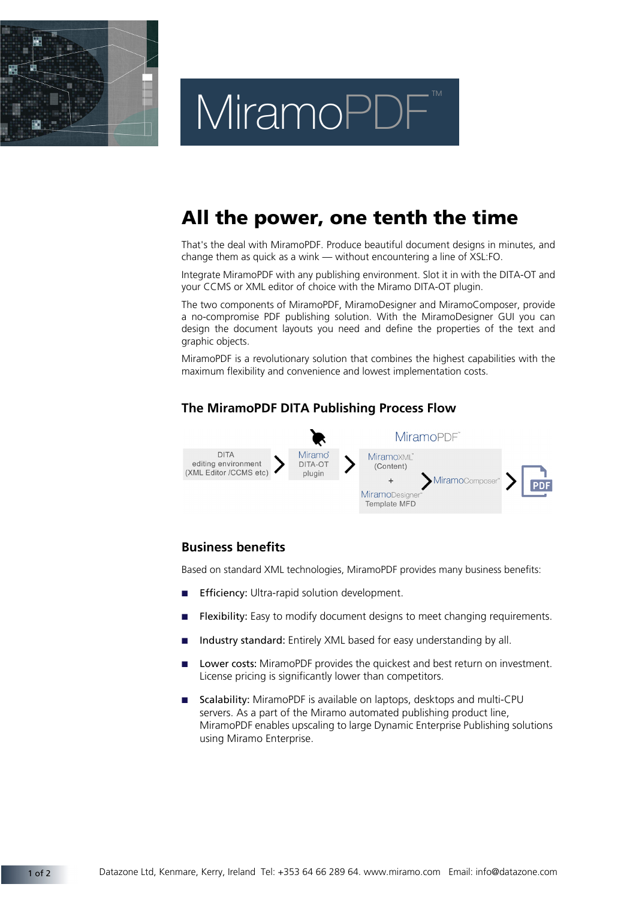# MiramoPDF™

## All the power, one tenth the time

That's the deal with MiramoPDF. Produce beautiful document designs in minutes, and change them as quick as a wink — without encountering a line of XSL:FO.

Integrate MiramoPDF with any publishing environment. Slot it in with the DITA-OT and your CCMS or XML editor of choice with the Miramo DITA-OT plugin.

The two components of MiramoPDF, MiramoDesigner and MiramoComposer, provide a no-compromise PDF publishing solution. With the MiramoDesigner GUI you can design the document layouts you need and define the properties of the text and graphic objects.

MiramoPDF is a revolutionary solution that combines the highest capabilities with the maximum flexibility and convenience and lowest implementation costs.

### The MiramoPDF DITA Publishing Process Flow

DITA editing environment (XML Editor /CCMS etc) > Miramo DITA-OT plugin > MiramoPDF [MiramoXML (Content) + MiramoDesigner Template MFD > MiramoComposer] > PDF

### Business benefits

Based on standard XML technologies, MiramoPDF provides many business benefits:

- **Efficiency:** Ultra-rapid solution development.
- **Flexibility:** Easy to modify document designs to meet changing requirements.
- **Industry standard:** Entirely XML based for easy understanding by all.
- **Lower costs:** MiramoPDF provides the quickest and best return on investment. License pricing is significantly lower than competitors.
- **Scalability:** MiramoPDF is available on laptops, desktops and multi-CPU servers. As a part of the Miramo automated publishing product line, MiramoPDF enables upscaling to large Dynamic Enterprise Publishing solutions using Miramo Enterprise.

Datazone Ltd, Kenmare, Kerry, Ireland Tel: +353 64 66 289 64. www.miramo.com Email: info@datazone.com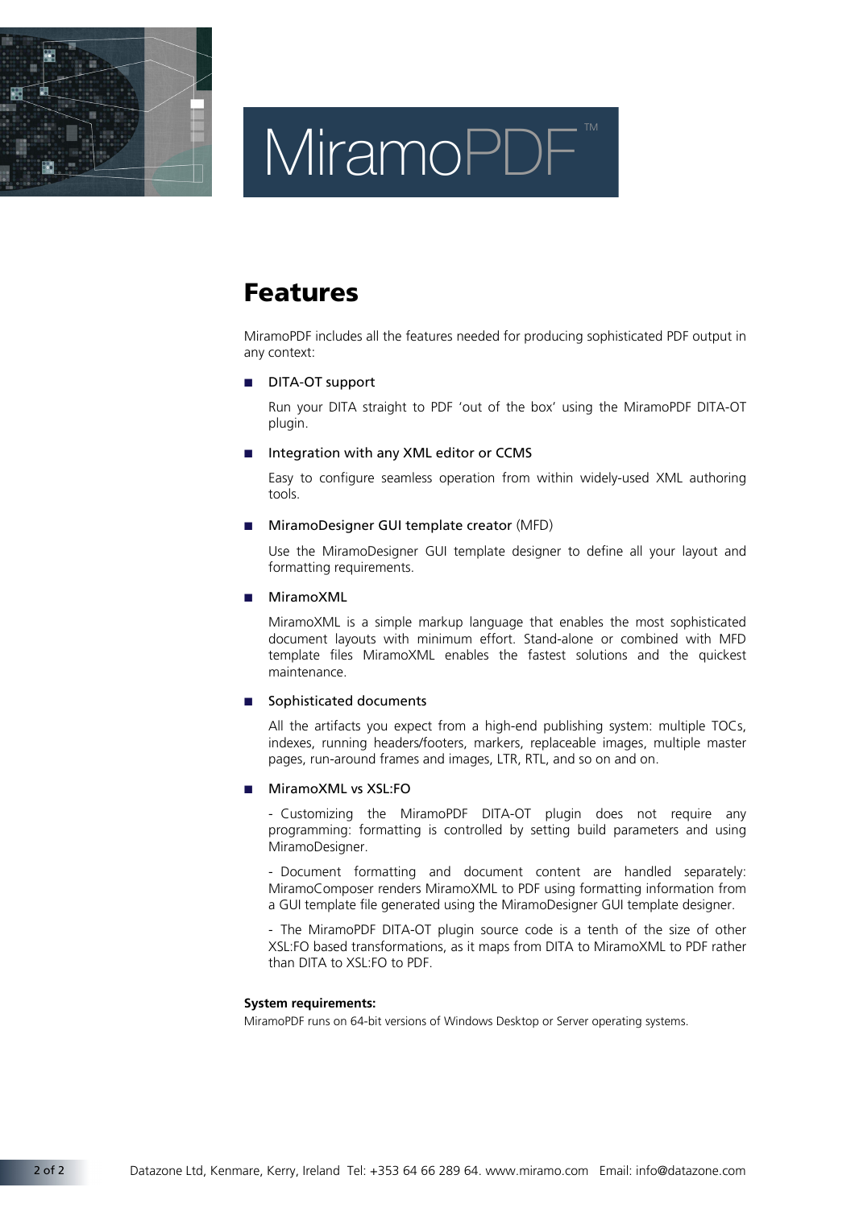MiramoPDF™

# Features

MiramoPDF includes all the features needed for producing sophisticated PDF output in any context:

- DITA-OT support

  Run your DITA straight to PDF 'out of the box' using the MiramoPDF DITA-OT plugin.

- Integration with any XML editor or CCMS

  Easy to configure seamless operation from within widely-used XML authoring tools.

- MiramoDesigner GUI template creator (MFD)

  Use the MiramoDesigner GUI template designer to define all your layout and formatting requirements.

- MiramoXML

  MiramoXML is a simple markup language that enables the most sophisticated document layouts with minimum effort. Stand-alone or combined with MFD template files MiramoXML enables the fastest solutions and the quickest maintenance.

- Sophisticated documents

  All the artifacts you expect from a high-end publishing system: multiple TOCs, indexes, running headers/footers, markers, replaceable images, multiple master pages, run-around frames and images, LTR, RTL, and so on and on.

- MiramoXML vs XSL:FO

  - Customizing the MiramoPDF DITA-OT plugin does not require any programming: formatting is controlled by setting build parameters and using MiramoDesigner.

  - Document formatting and document content are handled separately: MiramoComposer renders MiramoXML to PDF using formatting information from a GUI template file generated using the MiramoDesigner GUI template designer.

  - The MiramoPDF DITA-OT plugin source code is a tenth of the size of other XSL:FO based transformations, as it maps from DITA to MiramoXML to PDF rather than DITA to XSL:FO to PDF.

**System requirements:**

MiramoPDF runs on 64-bit versions of Windows Desktop or Server operating systems.

Datazone Ltd, Kenmare, Kerry, Ireland Tel: +353 64 66 289 64. www.miramo.com Email: info@datazone.com